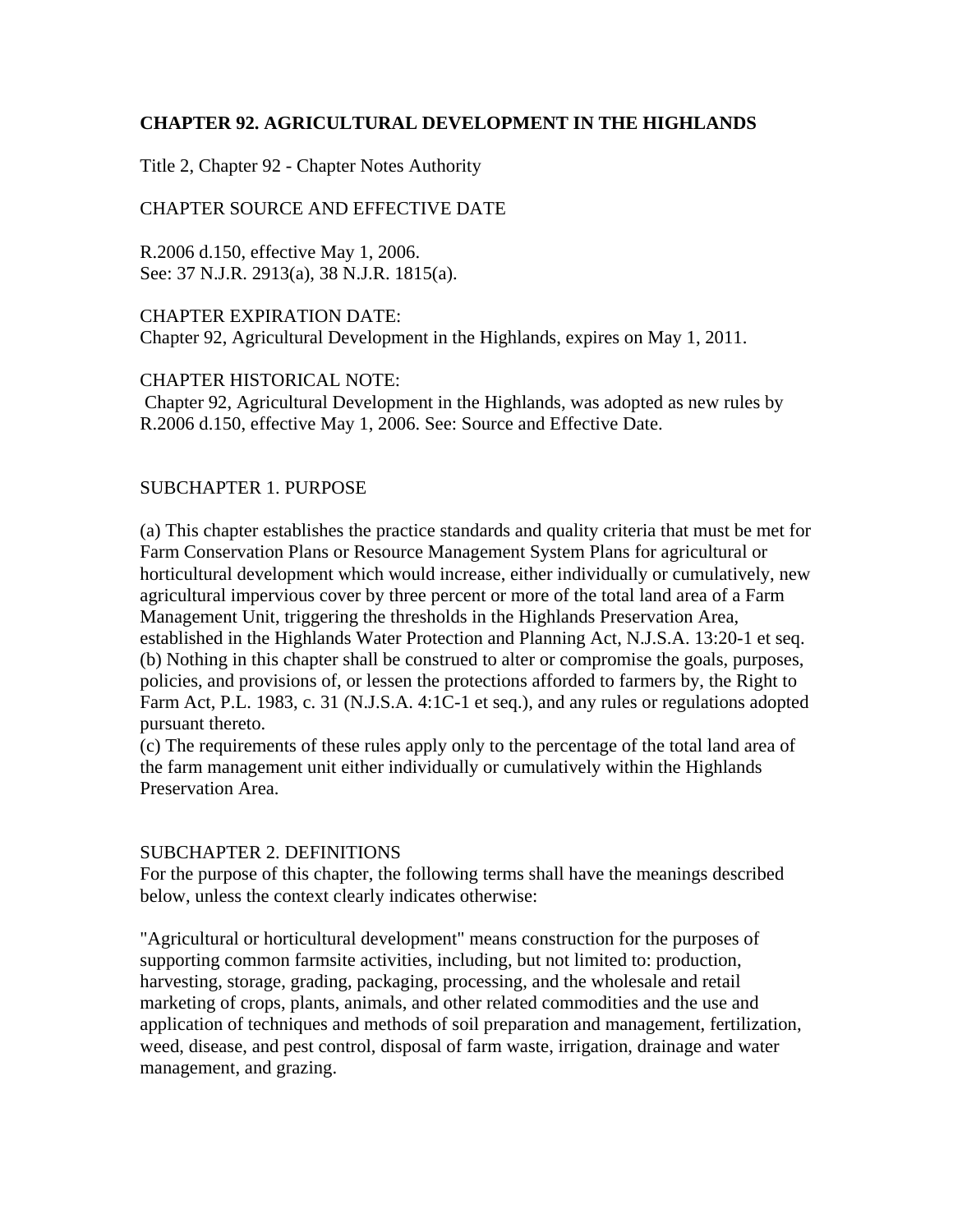# CHAPTER 92. AGRICULTURAL DEVELOPMENT IN THE HIGHLANDS

Title 2, Chapter 92 - Chapter Notes Authority

CHAPTER SOURCE AND EFFECTIVE DATE

R.2006 d.150, effective May 1, 2006.
See: 37 N.J.R. 2913(a), 38 N.J.R. 1815(a).

CHAPTER EXPIRATION DATE:
Chapter 92, Agricultural Development in the Highlands, expires on May 1, 2011.

CHAPTER HISTORICAL NOTE:
Chapter 92, Agricultural Development in the Highlands, was adopted as new rules by R.2006 d.150, effective May 1, 2006. See: Source and Effective Date.

## SUBCHAPTER 1. PURPOSE

(a) This chapter establishes the practice standards and quality criteria that must be met for Farm Conservation Plans or Resource Management System Plans for agricultural or horticultural development which would increase, either individually or cumulatively, new agricultural impervious cover by three percent or more of the total land area of a Farm Management Unit, triggering the thresholds in the Highlands Preservation Area, established in the Highlands Water Protection and Planning Act, N.J.S.A. 13:20-1 et seq.
(b) Nothing in this chapter shall be construed to alter or compromise the goals, purposes, policies, and provisions of, or lessen the protections afforded to farmers by, the Right to Farm Act, P.L. 1983, c. 31 (N.J.S.A. 4:1C-1 et seq.), and any rules or regulations adopted pursuant thereto.
(c) The requirements of these rules apply only to the percentage of the total land area of the farm management unit either individually or cumulatively within the Highlands Preservation Area.

## SUBCHAPTER 2. DEFINITIONS

For the purpose of this chapter, the following terms shall have the meanings described below, unless the context clearly indicates otherwise:

"Agricultural or horticultural development" means construction for the purposes of supporting common farmsite activities, including, but not limited to: production, harvesting, storage, grading, packaging, processing, and the wholesale and retail marketing of crops, plants, animals, and other related commodities and the use and application of techniques and methods of soil preparation and management, fertilization, weed, disease, and pest control, disposal of farm waste, irrigation, drainage and water management, and grazing.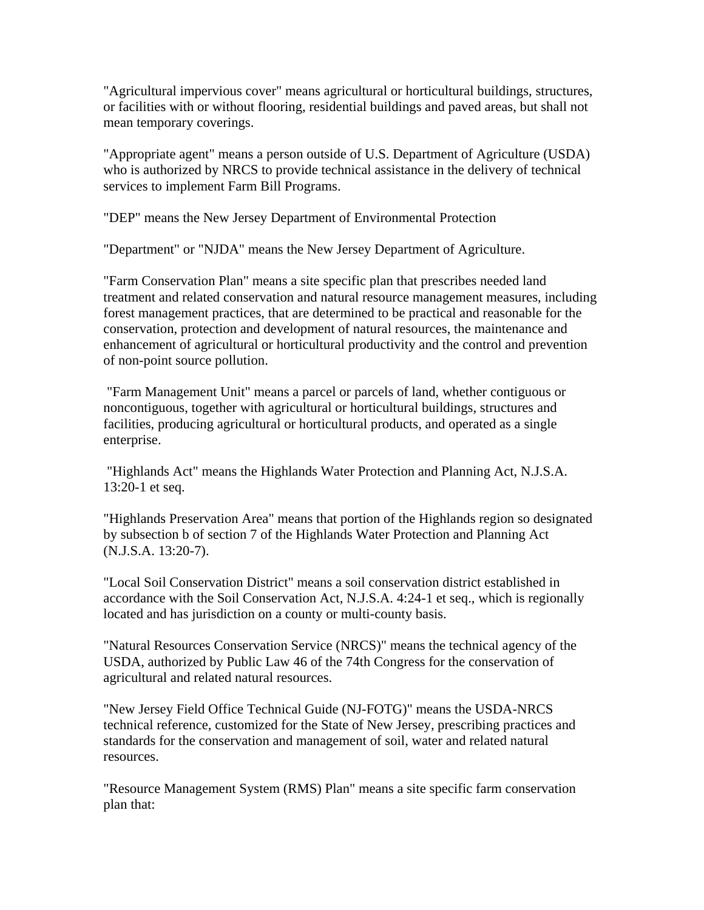"Agricultural impervious cover" means agricultural or horticultural buildings, structures, or facilities with or without flooring, residential buildings and paved areas, but shall not mean temporary coverings.

"Appropriate agent" means a person outside of U.S. Department of Agriculture (USDA) who is authorized by NRCS to provide technical assistance in the delivery of technical services to implement Farm Bill Programs.

"DEP" means the New Jersey Department of Environmental Protection

"Department" or "NJDA" means the New Jersey Department of Agriculture.

"Farm Conservation Plan" means a site specific plan that prescribes needed land treatment and related conservation and natural resource management measures, including forest management practices, that are determined to be practical and reasonable for the conservation, protection and development of natural resources, the maintenance and enhancement of agricultural or horticultural productivity and the control and prevention of non-point source pollution.

"Farm Management Unit" means a parcel or parcels of land, whether contiguous or noncontiguous, together with agricultural or horticultural buildings, structures and facilities, producing agricultural or horticultural products, and operated as a single enterprise.

"Highlands Act" means the Highlands Water Protection and Planning Act, N.J.S.A. 13:20-1 et seq.

"Highlands Preservation Area" means that portion of the Highlands region so designated by subsection b of section 7 of the Highlands Water Protection and Planning Act (N.J.S.A. 13:20-7).

"Local Soil Conservation District" means a soil conservation district established in accordance with the Soil Conservation Act, N.J.S.A. 4:24-1 et seq., which is regionally located and has jurisdiction on a county or multi-county basis.

"Natural Resources Conservation Service (NRCS)" means the technical agency of the USDA, authorized by Public Law 46 of the 74th Congress for the conservation of agricultural and related natural resources.

"New Jersey Field Office Technical Guide (NJ-FOTG)" means the USDA-NRCS technical reference, customized for the State of New Jersey, prescribing practices and standards for the conservation and management of soil, water and related natural resources.

"Resource Management System (RMS) Plan" means a site specific farm conservation plan that: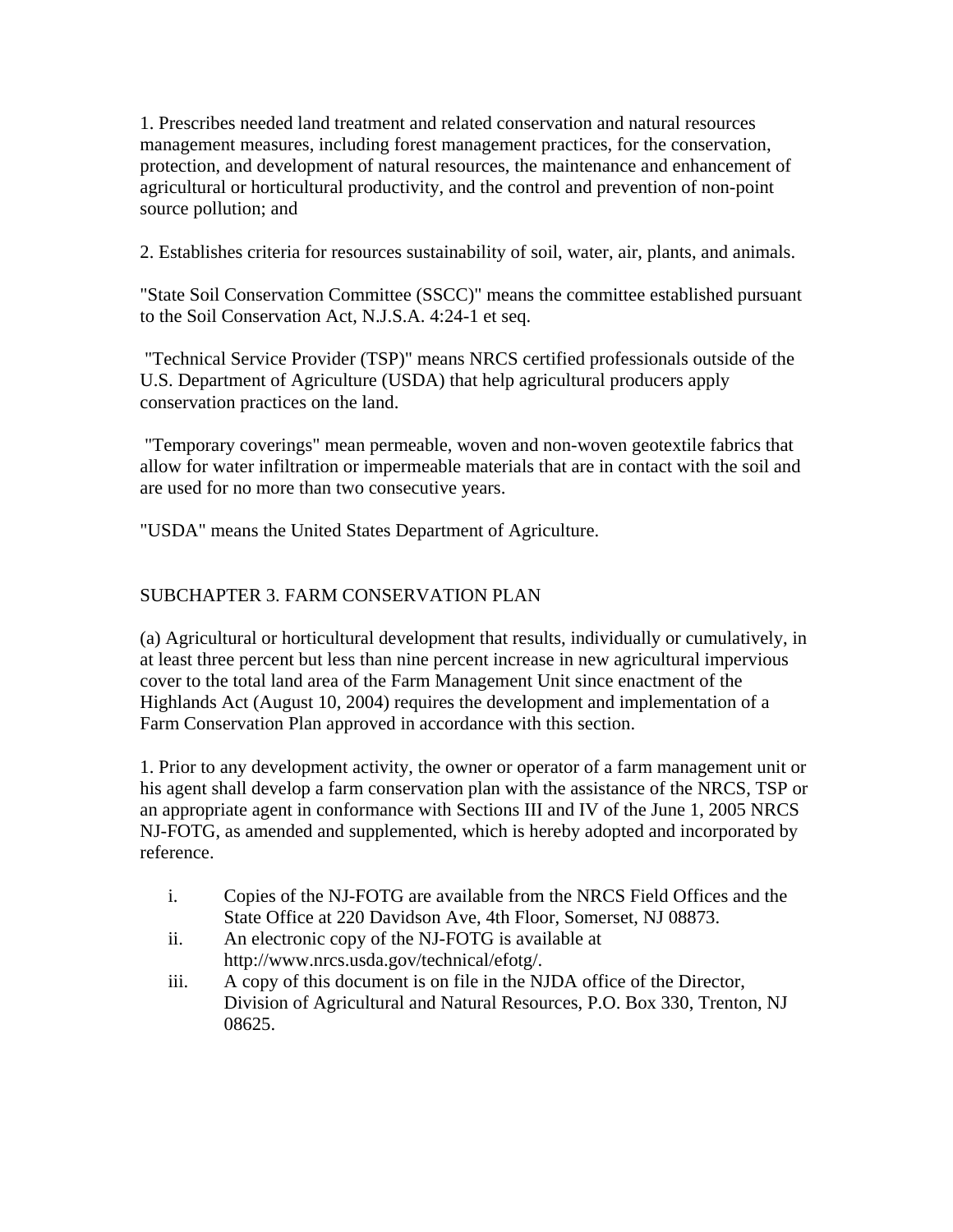1. Prescribes needed land treatment and related conservation and natural resources management measures, including forest management practices, for the conservation, protection, and development of natural resources, the maintenance and enhancement of agricultural or horticultural productivity, and the control and prevention of non-point source pollution; and

2. Establishes criteria for resources sustainability of soil, water, air, plants, and animals.

"State Soil Conservation Committee (SSCC)" means the committee established pursuant to the Soil Conservation Act, N.J.S.A. 4:24-1 et seq.

"Technical Service Provider (TSP)" means NRCS certified professionals outside of the U.S. Department of Agriculture (USDA) that help agricultural producers apply conservation practices on the land.

"Temporary coverings" mean permeable, woven and non-woven geotextile fabrics that allow for water infiltration or impermeable materials that are in contact with the soil and are used for no more than two consecutive years.

"USDA" means the United States Department of Agriculture.

## SUBCHAPTER 3. FARM CONSERVATION PLAN

(a) Agricultural or horticultural development that results, individually or cumulatively, in at least three percent but less than nine percent increase in new agricultural impervious cover to the total land area of the Farm Management Unit since enactment of the Highlands Act (August 10, 2004) requires the development and implementation of a Farm Conservation Plan approved in accordance with this section.

1. Prior to any development activity, the owner or operator of a farm management unit or his agent shall develop a farm conservation plan with the assistance of the NRCS, TSP or an appropriate agent in conformance with Sections III and IV of the June 1, 2005 NRCS NJ-FOTG, as amended and supplemented, which is hereby adopted and incorporated by reference.

   i. Copies of the NJ-FOTG are available from the NRCS Field Offices and the State Office at 220 Davidson Ave, 4th Floor, Somerset, NJ 08873.
   ii. An electronic copy of the NJ-FOTG is available at http://www.nrcs.usda.gov/technical/efotg/.
   iii. A copy of this document is on file in the NJDA office of the Director, Division of Agricultural and Natural Resources, P.O. Box 330, Trenton, NJ 08625.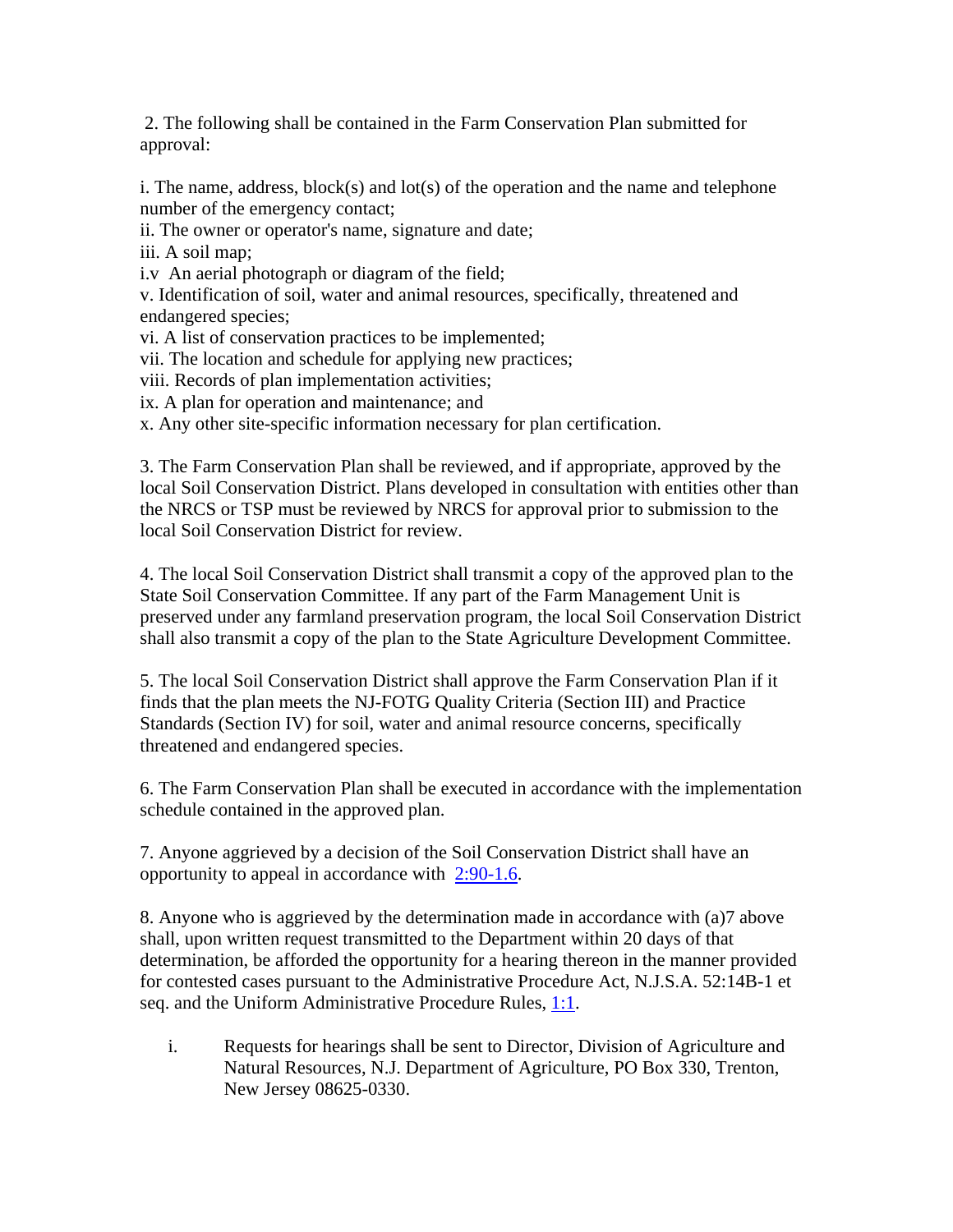2. The following shall be contained in the Farm Conservation Plan submitted for approval:

i. The name, address, block(s) and lot(s) of the operation and the name and telephone number of the emergency contact;
ii. The owner or operator's name, signature and date;
iii. A soil map;
i.v An aerial photograph or diagram of the field;
v. Identification of soil, water and animal resources, specifically, threatened and endangered species;
vi. A list of conservation practices to be implemented;
vii. The location and schedule for applying new practices;
viii. Records of plan implementation activities;
ix. A plan for operation and maintenance; and
x. Any other site-specific information necessary for plan certification.

3. The Farm Conservation Plan shall be reviewed, and if appropriate, approved by the local Soil Conservation District. Plans developed in consultation with entities other than the NRCS or TSP must be reviewed by NRCS for approval prior to submission to the local Soil Conservation District for review.

4. The local Soil Conservation District shall transmit a copy of the approved plan to the State Soil Conservation Committee. If any part of the Farm Management Unit is preserved under any farmland preservation program, the local Soil Conservation District shall also transmit a copy of the plan to the State Agriculture Development Committee.

5. The local Soil Conservation District shall approve the Farm Conservation Plan if it finds that the plan meets the NJ-FOTG Quality Criteria (Section III) and Practice Standards (Section IV) for soil, water and animal resource concerns, specifically threatened and endangered species.

6. The Farm Conservation Plan shall be executed in accordance with the implementation schedule contained in the approved plan.

7. Anyone aggrieved by a decision of the Soil Conservation District shall have an opportunity to appeal in accordance with 2:90-1.6.

8. Anyone who is aggrieved by the determination made in accordance with (a)7 above shall, upon written request transmitted to the Department within 20 days of that determination, be afforded the opportunity for a hearing thereon in the manner provided for contested cases pursuant to the Administrative Procedure Act, N.J.S.A. 52:14B-1 et seq. and the Uniform Administrative Procedure Rules, 1:1.

   i. Requests for hearings shall be sent to Director, Division of Agriculture and Natural Resources, N.J. Department of Agriculture, PO Box 330, Trenton, New Jersey 08625-0330.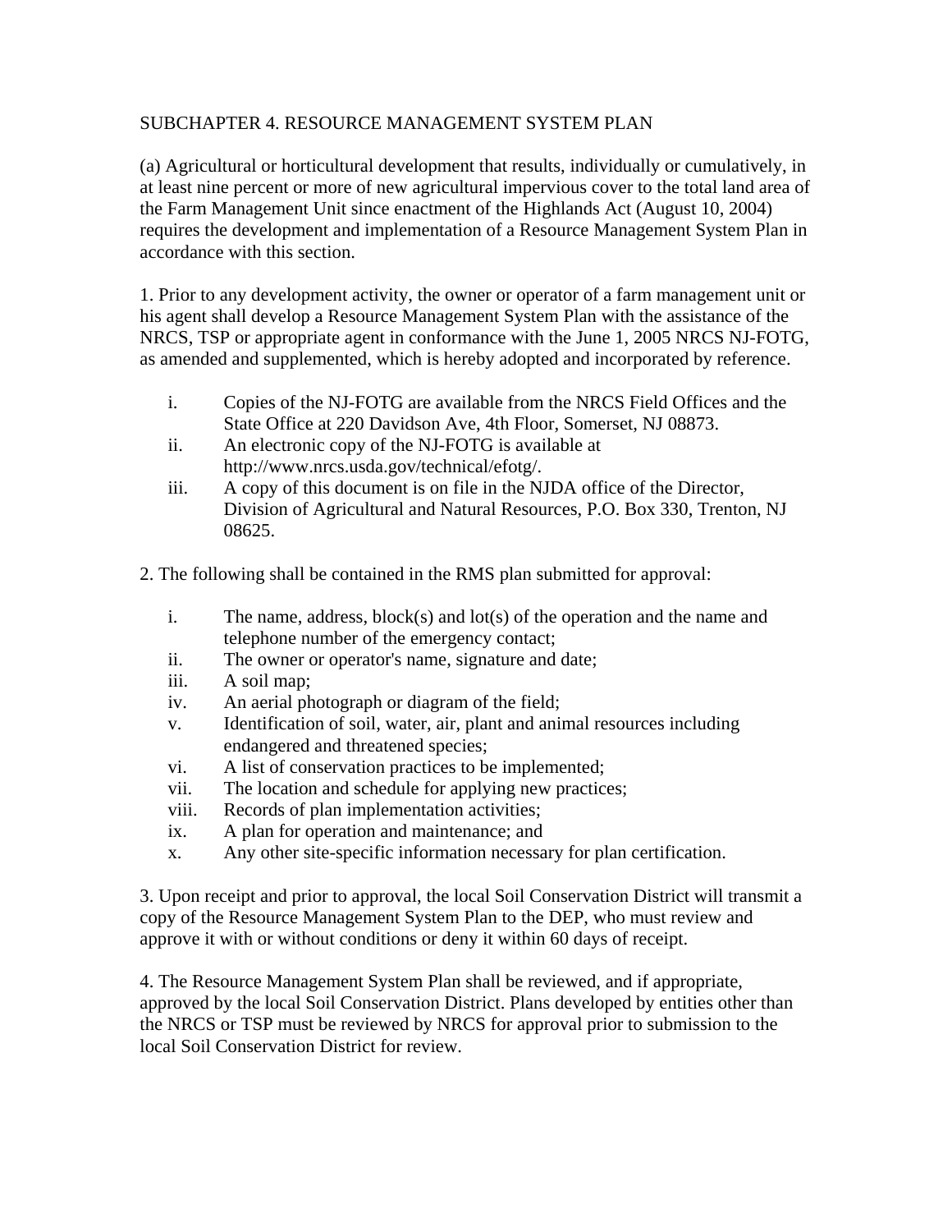## SUBCHAPTER 4. RESOURCE MANAGEMENT SYSTEM PLAN

(a) Agricultural or horticultural development that results, individually or cumulatively, in at least nine percent or more of new agricultural impervious cover to the total land area of the Farm Management Unit since enactment of the Highlands Act (August 10, 2004) requires the development and implementation of a Resource Management System Plan in accordance with this section.

1. Prior to any development activity, the owner or operator of a farm management unit or his agent shall develop a Resource Management System Plan with the assistance of the NRCS, TSP or appropriate agent in conformance with the June 1, 2005 NRCS NJ-FOTG, as amended and supplemented, which is hereby adopted and incorporated by reference.

   i. Copies of the NJ-FOTG are available from the NRCS Field Offices and the State Office at 220 Davidson Ave, 4th Floor, Somerset, NJ 08873.
   ii. An electronic copy of the NJ-FOTG is available at http://www.nrcs.usda.gov/technical/efotg/.
   iii. A copy of this document is on file in the NJDA office of the Director, Division of Agricultural and Natural Resources, P.O. Box 330, Trenton, NJ 08625.

2. The following shall be contained in the RMS plan submitted for approval:

   i. The name, address, block(s) and lot(s) of the operation and the name and telephone number of the emergency contact;
   ii. The owner or operator's name, signature and date;
   iii. A soil map;
   iv. An aerial photograph or diagram of the field;
   v. Identification of soil, water, air, plant and animal resources including endangered and threatened species;
   vi. A list of conservation practices to be implemented;
   vii. The location and schedule for applying new practices;
   viii. Records of plan implementation activities;
   ix. A plan for operation and maintenance; and
   x. Any other site-specific information necessary for plan certification.

3. Upon receipt and prior to approval, the local Soil Conservation District will transmit a copy of the Resource Management System Plan to the DEP, who must review and approve it with or without conditions or deny it within 60 days of receipt.

4. The Resource Management System Plan shall be reviewed, and if appropriate, approved by the local Soil Conservation District. Plans developed by entities other than the NRCS or TSP must be reviewed by NRCS for approval prior to submission to the local Soil Conservation District for review.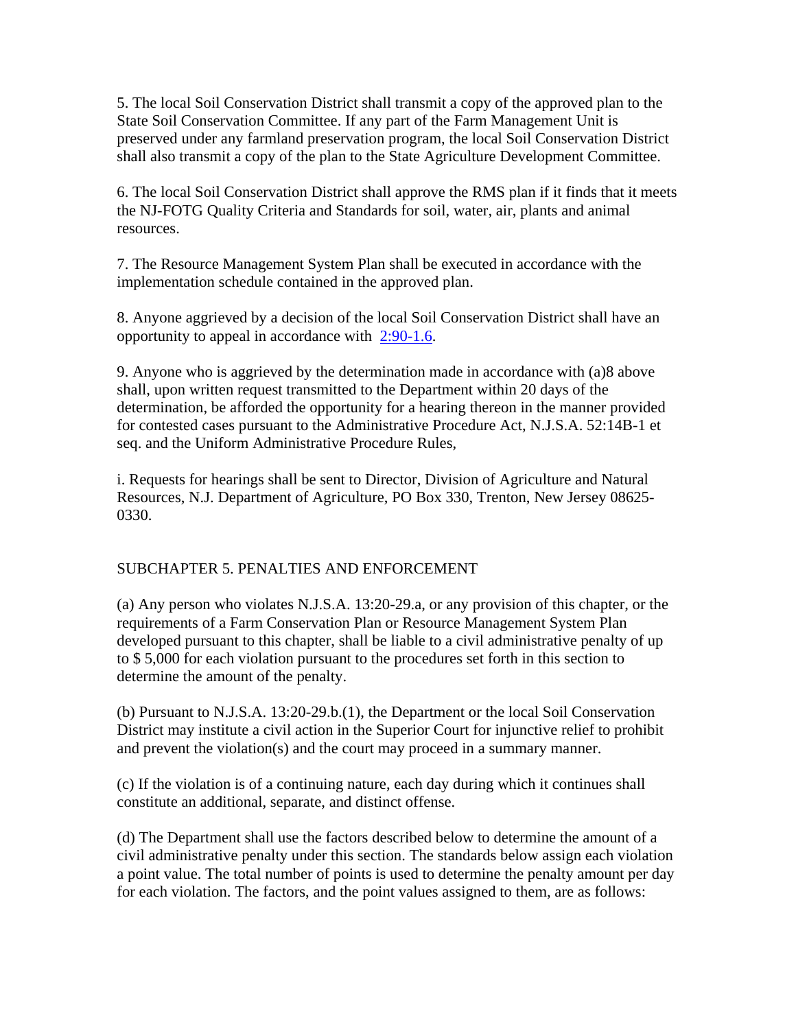5. The local Soil Conservation District shall transmit a copy of the approved plan to the State Soil Conservation Committee. If any part of the Farm Management Unit is preserved under any farmland preservation program, the local Soil Conservation District shall also transmit a copy of the plan to the State Agriculture Development Committee.

6. The local Soil Conservation District shall approve the RMS plan if it finds that it meets the NJ-FOTG Quality Criteria and Standards for soil, water, air, plants and animal resources.

7. The Resource Management System Plan shall be executed in accordance with the implementation schedule contained in the approved plan.

8. Anyone aggrieved by a decision of the local Soil Conservation District shall have an opportunity to appeal in accordance with 2:90-1.6.

9. Anyone who is aggrieved by the determination made in accordance with (a)8 above shall, upon written request transmitted to the Department within 20 days of the determination, be afforded the opportunity for a hearing thereon in the manner provided for contested cases pursuant to the Administrative Procedure Act, N.J.S.A. 52:14B-1 et seq. and the Uniform Administrative Procedure Rules,

i. Requests for hearings shall be sent to Director, Division of Agriculture and Natural Resources, N.J. Department of Agriculture, PO Box 330, Trenton, New Jersey 08625-0330.

## SUBCHAPTER 5. PENALTIES AND ENFORCEMENT

(a) Any person who violates N.J.S.A. 13:20-29.a, or any provision of this chapter, or the requirements of a Farm Conservation Plan or Resource Management System Plan developed pursuant to this chapter, shall be liable to a civil administrative penalty of up to $ 5,000 for each violation pursuant to the procedures set forth in this section to determine the amount of the penalty.

(b) Pursuant to N.J.S.A. 13:20-29.b.(1), the Department or the local Soil Conservation District may institute a civil action in the Superior Court for injunctive relief to prohibit and prevent the violation(s) and the court may proceed in a summary manner.

(c) If the violation is of a continuing nature, each day during which it continues shall constitute an additional, separate, and distinct offense.

(d) The Department shall use the factors described below to determine the amount of a civil administrative penalty under this section. The standards below assign each violation a point value. The total number of points is used to determine the penalty amount per day for each violation. The factors, and the point values assigned to them, are as follows: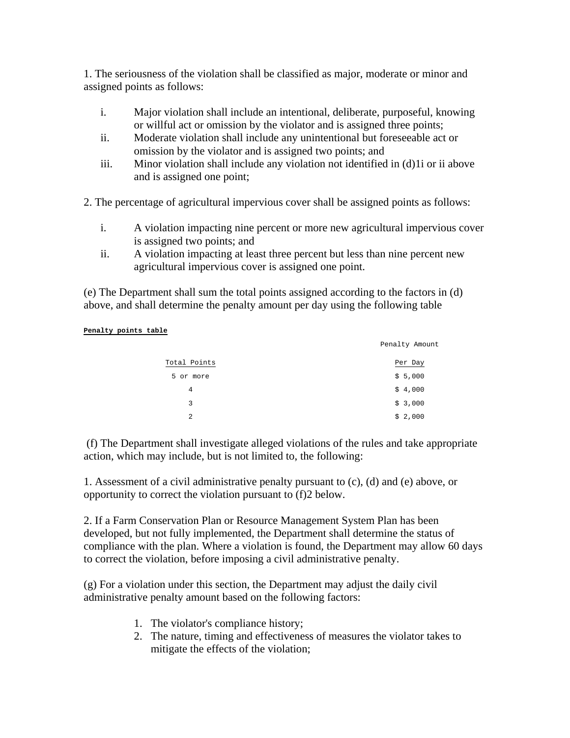1. The seriousness of the violation shall be classified as major, moderate or minor and assigned points as follows:

   i. Major violation shall include an intentional, deliberate, purposeful, knowing or willful act or omission by the violator and is assigned three points;
   ii. Moderate violation shall include any unintentional but foreseeable act or omission by the violator and is assigned two points; and
   iii. Minor violation shall include any violation not identified in (d)1i or ii above and is assigned one point;

2. The percentage of agricultural impervious cover shall be assigned points as follows:

   i. A violation impacting nine percent or more new agricultural impervious cover is assigned two points; and
   ii. A violation impacting at least three percent but less than nine percent new agricultural impervious cover is assigned one point.

(e) The Department shall sum the total points assigned according to the factors in (d) above, and shall determine the penalty amount per day using the following table

**Penalty points table**

| Total Points | Penalty Amount Per Day |
|---|---|
| 5 or more | $ 5,000 |
| 4 | $ 4,000 |
| 3 | $ 3,000 |
| 2 | $ 2,000 |

(f) The Department shall investigate alleged violations of the rules and take appropriate action, which may include, but is not limited to, the following:

1. Assessment of a civil administrative penalty pursuant to (c), (d) and (e) above, or opportunity to correct the violation pursuant to (f)2 below.

2. If a Farm Conservation Plan or Resource Management System Plan has been developed, but not fully implemented, the Department shall determine the status of compliance with the plan. Where a violation is found, the Department may allow 60 days to correct the violation, before imposing a civil administrative penalty.

(g) For a violation under this section, the Department may adjust the daily civil administrative penalty amount based on the following factors:

1. The violator's compliance history;
2. The nature, timing and effectiveness of measures the violator takes to mitigate the effects of the violation;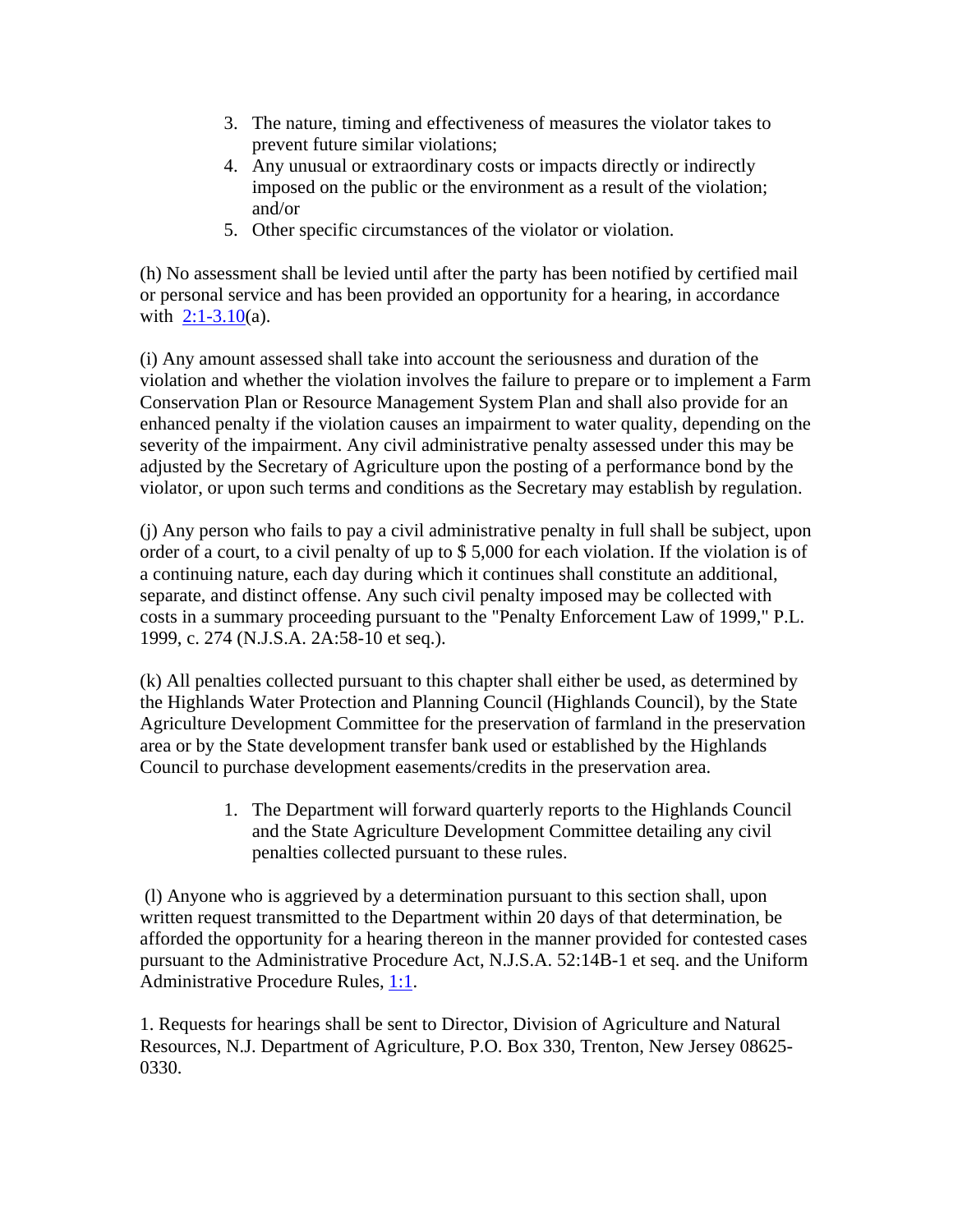3. The nature, timing and effectiveness of measures the violator takes to prevent future similar violations;
4. Any unusual or extraordinary costs or impacts directly or indirectly imposed on the public or the environment as a result of the violation; and/or
5. Other specific circumstances of the violator or violation.

(h) No assessment shall be levied until after the party has been notified by certified mail or personal service and has been provided an opportunity for a hearing, in accordance with 2:1-3.10(a).

(i) Any amount assessed shall take into account the seriousness and duration of the violation and whether the violation involves the failure to prepare or to implement a Farm Conservation Plan or Resource Management System Plan and shall also provide for an enhanced penalty if the violation causes an impairment to water quality, depending on the severity of the impairment. Any civil administrative penalty assessed under this may be adjusted by the Secretary of Agriculture upon the posting of a performance bond by the violator, or upon such terms and conditions as the Secretary may establish by regulation.

(j) Any person who fails to pay a civil administrative penalty in full shall be subject, upon order of a court, to a civil penalty of up to $ 5,000 for each violation. If the violation is of a continuing nature, each day during which it continues shall constitute an additional, separate, and distinct offense. Any such civil penalty imposed may be collected with costs in a summary proceeding pursuant to the "Penalty Enforcement Law of 1999," P.L. 1999, c. 274 (N.J.S.A. 2A:58-10 et seq.).

(k) All penalties collected pursuant to this chapter shall either be used, as determined by the Highlands Water Protection and Planning Council (Highlands Council), by the State Agriculture Development Committee for the preservation of farmland in the preservation area or by the State development transfer bank used or established by the Highlands Council to purchase development easements/credits in the preservation area.

1. The Department will forward quarterly reports to the Highlands Council and the State Agriculture Development Committee detailing any civil penalties collected pursuant to these rules.

(l) Anyone who is aggrieved by a determination pursuant to this section shall, upon written request transmitted to the Department within 20 days of that determination, be afforded the opportunity for a hearing thereon in the manner provided for contested cases pursuant to the Administrative Procedure Act, N.J.S.A. 52:14B-1 et seq. and the Uniform Administrative Procedure Rules, 1:1.

1. Requests for hearings shall be sent to Director, Division of Agriculture and Natural Resources, N.J. Department of Agriculture, P.O. Box 330, Trenton, New Jersey 08625-0330.